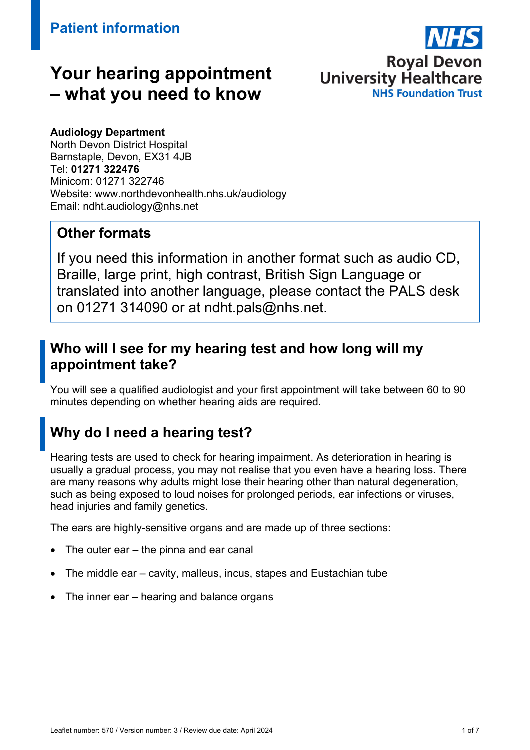Patient information

# Your hearing appointment – what you need to know

NHS
Royal Devon University Healthcare
NHS Foundation Trust

**Audiology Department**
North Devon District Hospital
Barnstaple, Devon, EX31 4JB
Tel: **01271 322476**
Minicom: 01271 322746
Website: www.northdevonhealth.nhs.uk/audiology
Email: ndht.audiology@nhs.net

## Other formats

If you need this information in another format such as audio CD, Braille, large print, high contrast, British Sign Language or translated into another language, please contact the PALS desk on 01271 314090 or at ndht.pals@nhs.net.

## Who will I see for my hearing test and how long will my appointment take?

You will see a qualified audiologist and your first appointment will take between 60 to 90 minutes depending on whether hearing aids are required.

## Why do I need a hearing test?

Hearing tests are used to check for hearing impairment. As deterioration in hearing is usually a gradual process, you may not realise that you even have a hearing loss. There are many reasons why adults might lose their hearing other than natural degeneration, such as being exposed to loud noises for prolonged periods, ear infections or viruses, head injuries and family genetics.

The ears are highly-sensitive organs and are made up of three sections:

- The outer ear – the pinna and ear canal
- The middle ear – cavity, malleus, incus, stapes and Eustachian tube
- The inner ear – hearing and balance organs

Leaflet number: 570 / Version number: 3 / Review due date: April 2024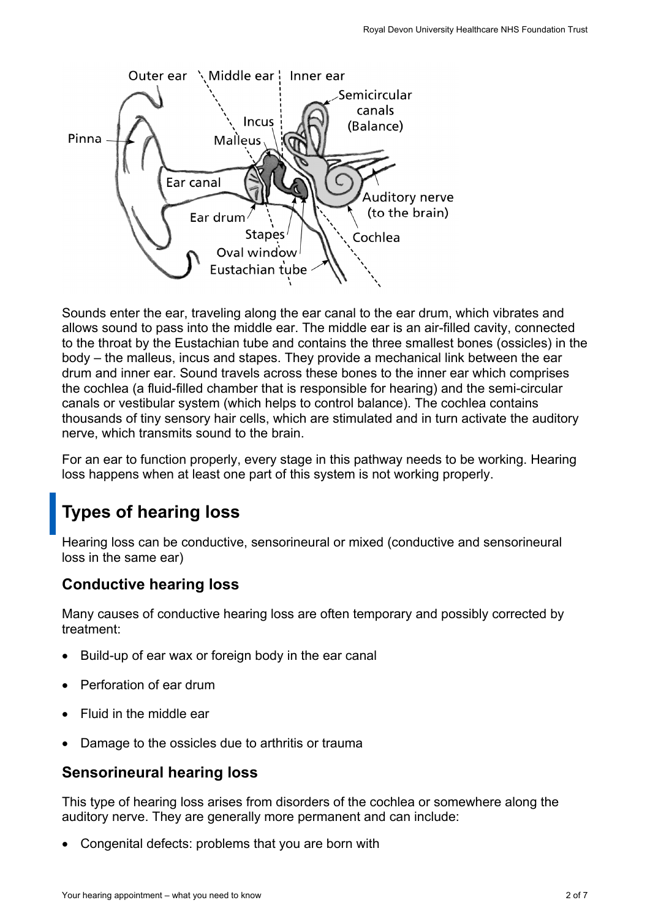Sounds enter the ear, traveling along the ear canal to the ear drum, which vibrates and allows sound to pass into the middle ear. The middle ear is an air-filled cavity, connected to the throat by the Eustachian tube and contains the three smallest bones (ossicles) in the body – the malleus, incus and stapes. They provide a mechanical link between the ear drum and inner ear. Sound travels across these bones to the inner ear which comprises the cochlea (a fluid-filled chamber that is responsible for hearing) and the semi-circular canals or vestibular system (which helps to control balance). The cochlea contains thousands of tiny sensory hair cells, which are stimulated and in turn activate the auditory nerve, which transmits sound to the brain.

For an ear to function properly, every stage in this pathway needs to be working. Hearing loss happens when at least one part of this system is not working properly.

## Types of hearing loss

Hearing loss can be conductive, sensorineural or mixed (conductive and sensorineural loss in the same ear)

### Conductive hearing loss

Many causes of conductive hearing loss are often temporary and possibly corrected by treatment:

- Build-up of ear wax or foreign body in the ear canal
- Perforation of ear drum
- Fluid in the middle ear
- Damage to the ossicles due to arthritis or trauma

### Sensorineural hearing loss

This type of hearing loss arises from disorders of the cochlea or somewhere along the auditory nerve. They are generally more permanent and can include:

- Congenital defects: problems that you are born with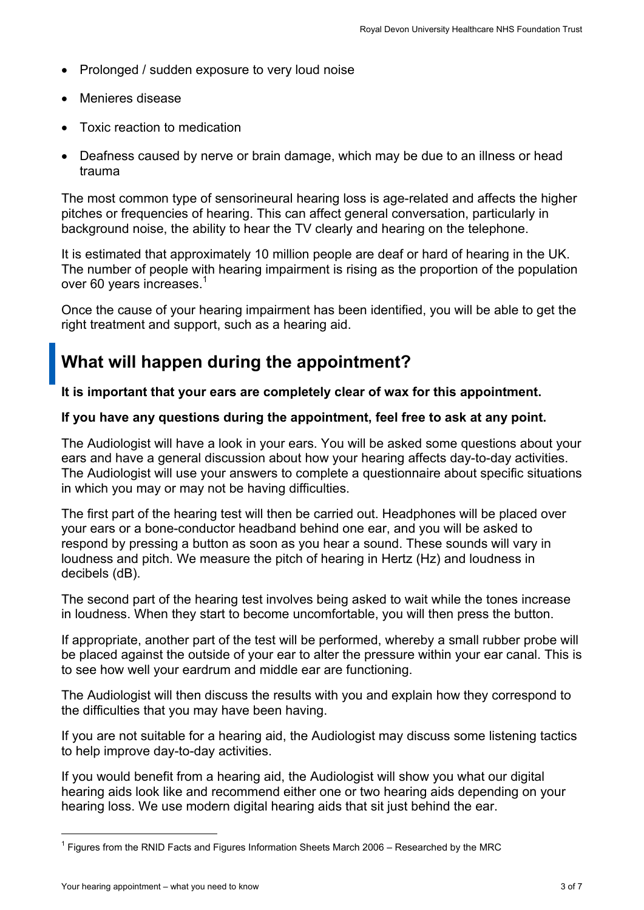- Prolonged / sudden exposure to very loud noise
- Menieres disease
- Toxic reaction to medication
- Deafness caused by nerve or brain damage, which may be due to an illness or head trauma

The most common type of sensorineural hearing loss is age-related and affects the higher pitches or frequencies of hearing. This can affect general conversation, particularly in background noise, the ability to hear the TV clearly and hearing on the telephone.

It is estimated that approximately 10 million people are deaf or hard of hearing in the UK. The number of people with hearing impairment is rising as the proportion of the population over 60 years increases.[1]

Once the cause of your hearing impairment has been identified, you will be able to get the right treatment and support, such as a hearing aid.

## What will happen during the appointment?

**It is important that your ears are completely clear of wax for this appointment.**

**If you have any questions during the appointment, feel free to ask at any point.**

The Audiologist will have a look in your ears. You will be asked some questions about your ears and have a general discussion about how your hearing affects day-to-day activities. The Audiologist will use your answers to complete a questionnaire about specific situations in which you may or may not be having difficulties.

The first part of the hearing test will then be carried out. Headphones will be placed over your ears or a bone-conductor headband behind one ear, and you will be asked to respond by pressing a button as soon as you hear a sound. These sounds will vary in loudness and pitch. We measure the pitch of hearing in Hertz (Hz) and loudness in decibels (dB).

The second part of the hearing test involves being asked to wait while the tones increase in loudness. When they start to become uncomfortable, you will then press the button.

If appropriate, another part of the test will be performed, whereby a small rubber probe will be placed against the outside of your ear to alter the pressure within your ear canal. This is to see how well your eardrum and middle ear are functioning.

The Audiologist will then discuss the results with you and explain how they correspond to the difficulties that you may have been having.

If you are not suitable for a hearing aid, the Audiologist may discuss some listening tactics to help improve day-to-day activities.

If you would benefit from a hearing aid, the Audiologist will show you what our digital hearing aids look like and recommend either one or two hearing aids depending on your hearing loss. We use modern digital hearing aids that sit just behind the ear.

---

[1] Figures from the RNID Facts and Figures Information Sheets March 2006 – Researched by the MRC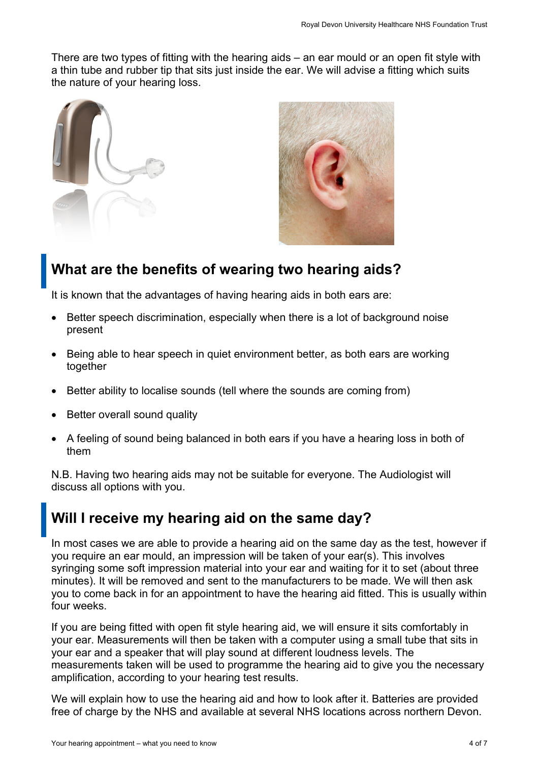There are two types of fitting with the hearing aids – an ear mould or an open fit style with a thin tube and rubber tip that sits just inside the ear. We will advise a fitting which suits the nature of your hearing loss.

## What are the benefits of wearing two hearing aids?

It is known that the advantages of having hearing aids in both ears are:

- Better speech discrimination, especially when there is a lot of background noise present
- Being able to hear speech in quiet environment better, as both ears are working together
- Better ability to localise sounds (tell where the sounds are coming from)
- Better overall sound quality
- A feeling of sound being balanced in both ears if you have a hearing loss in both of them

N.B. Having two hearing aids may not be suitable for everyone. The Audiologist will discuss all options with you.

## Will I receive my hearing aid on the same day?

In most cases we are able to provide a hearing aid on the same day as the test, however if you require an ear mould, an impression will be taken of your ear(s). This involves syringing some soft impression material into your ear and waiting for it to set (about three minutes). It will be removed and sent to the manufacturers to be made. We will then ask you to come back in for an appointment to have the hearing aid fitted. This is usually within four weeks.

If you are being fitted with open fit style hearing aid, we will ensure it sits comfortably in your ear. Measurements will then be taken with a computer using a small tube that sits in your ear and a speaker that will play sound at different loudness levels. The measurements taken will be used to programme the hearing aid to give you the necessary amplification, according to your hearing test results.

We will explain how to use the hearing aid and how to look after it. Batteries are provided free of charge by the NHS and available at several NHS locations across northern Devon.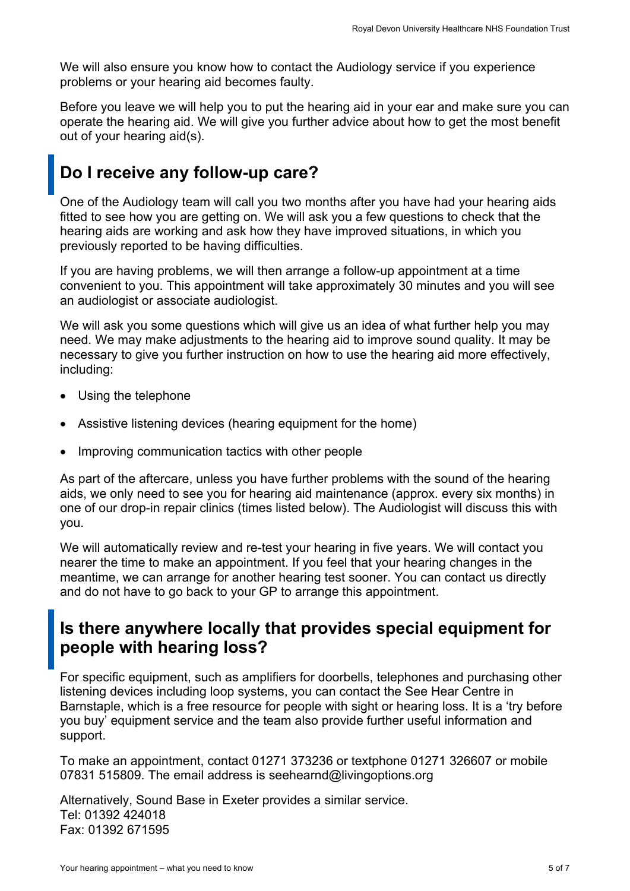We will also ensure you know how to contact the Audiology service if you experience problems or your hearing aid becomes faulty.

Before you leave we will help you to put the hearing aid in your ear and make sure you can operate the hearing aid. We will give you further advice about how to get the most benefit out of your hearing aid(s).

## Do I receive any follow-up care?

One of the Audiology team will call you two months after you have had your hearing aids fitted to see how you are getting on. We will ask you a few questions to check that the hearing aids are working and ask how they have improved situations, in which you previously reported to be having difficulties.

If you are having problems, we will then arrange a follow-up appointment at a time convenient to you. This appointment will take approximately 30 minutes and you will see an audiologist or associate audiologist.

We will ask you some questions which will give us an idea of what further help you may need. We may make adjustments to the hearing aid to improve sound quality. It may be necessary to give you further instruction on how to use the hearing aid more effectively, including:

- Using the telephone
- Assistive listening devices (hearing equipment for the home)
- Improving communication tactics with other people

As part of the aftercare, unless you have further problems with the sound of the hearing aids, we only need to see you for hearing aid maintenance (approx. every six months) in one of our drop-in repair clinics (times listed below). The Audiologist will discuss this with you.

We will automatically review and re-test your hearing in five years. We will contact you nearer the time to make an appointment. If you feel that your hearing changes in the meantime, we can arrange for another hearing test sooner. You can contact us directly and do not have to go back to your GP to arrange this appointment.

## Is there anywhere locally that provides special equipment for people with hearing loss?

For specific equipment, such as amplifiers for doorbells, telephones and purchasing other listening devices including loop systems, you can contact the See Hear Centre in Barnstaple, which is a free resource for people with sight or hearing loss. It is a 'try before you buy' equipment service and the team also provide further useful information and support.

To make an appointment, contact 01271 373236 or textphone 01271 326607 or mobile 07831 515809. The email address is seehearnd@livingoptions.org

Alternatively, Sound Base in Exeter provides a similar service.
Tel: 01392 424018
Fax: 01392 671595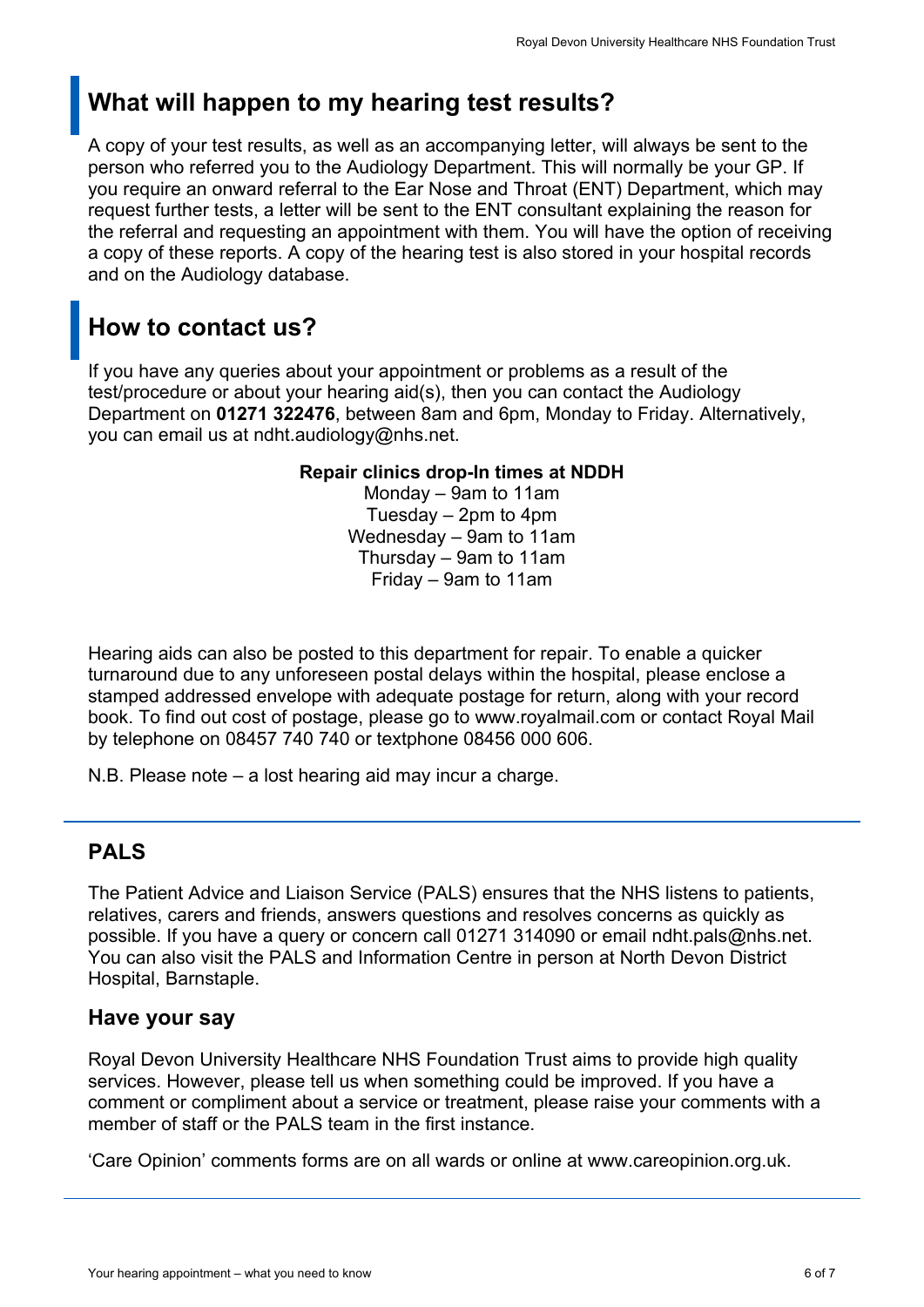## What will happen to my hearing test results?

A copy of your test results, as well as an accompanying letter, will always be sent to the person who referred you to the Audiology Department. This will normally be your GP. If you require an onward referral to the Ear Nose and Throat (ENT) Department, which may request further tests, a letter will be sent to the ENT consultant explaining the reason for the referral and requesting an appointment with them. You will have the option of receiving a copy of these reports. A copy of the hearing test is also stored in your hospital records and on the Audiology database.

## How to contact us?

If you have any queries about your appointment or problems as a result of the test/procedure or about your hearing aid(s), then you can contact the Audiology Department on **01271 322476**, between 8am and 6pm, Monday to Friday. Alternatively, you can email us at ndht.audiology@nhs.net.

**Repair clinics drop-In times at NDDH**

Monday – 9am to 11am
Tuesday – 2pm to 4pm
Wednesday – 9am to 11am
Thursday – 9am to 11am
Friday – 9am to 11am

Hearing aids can also be posted to this department for repair. To enable a quicker turnaround due to any unforeseen postal delays within the hospital, please enclose a stamped addressed envelope with adequate postage for return, along with your record book. To find out cost of postage, please go to www.royalmail.com or contact Royal Mail by telephone on 08457 740 740 or textphone 08456 000 606.

N.B. Please note – a lost hearing aid may incur a charge.

---

### PALS

The Patient Advice and Liaison Service (PALS) ensures that the NHS listens to patients, relatives, carers and friends, answers questions and resolves concerns as quickly as possible. If you have a query or concern call 01271 314090 or email ndht.pals@nhs.net. You can also visit the PALS and Information Centre in person at North Devon District Hospital, Barnstaple.

### Have your say

Royal Devon University Healthcare NHS Foundation Trust aims to provide high quality services. However, please tell us when something could be improved. If you have a comment or compliment about a service or treatment, please raise your comments with a member of staff or the PALS team in the first instance.

'Care Opinion' comments forms are on all wards or online at www.careopinion.org.uk.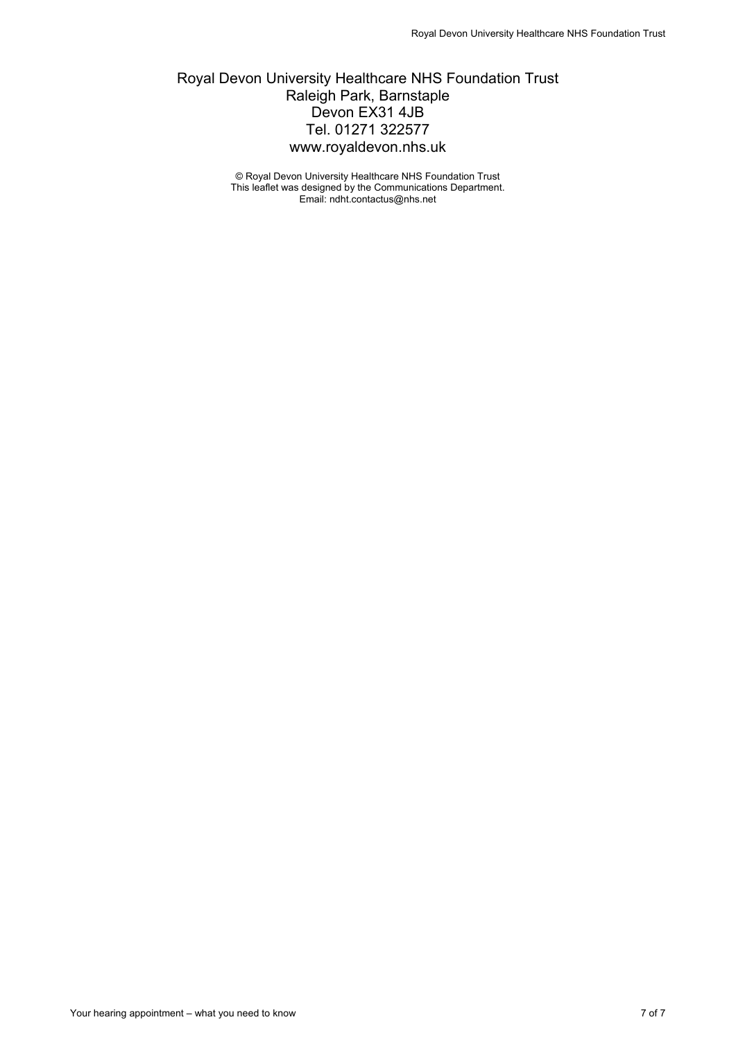Royal Devon University Healthcare NHS Foundation Trust
Raleigh Park, Barnstaple
Devon EX31 4JB
Tel. 01271 322577
www.royaldevon.nhs.uk

© Royal Devon University Healthcare NHS Foundation Trust
This leaflet was designed by the Communications Department.
Email: ndht.contactus@nhs.net